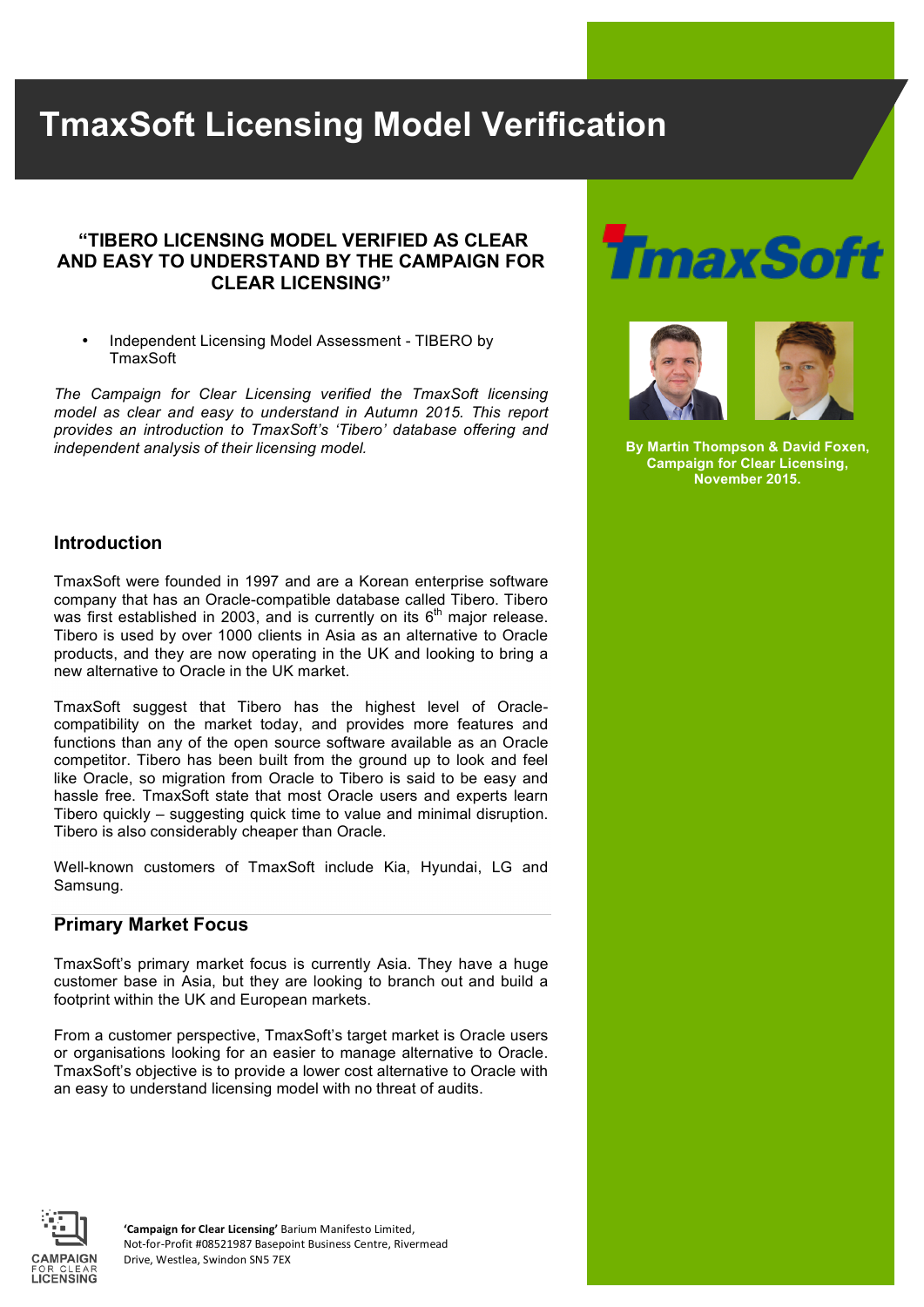# TmaxSoft Licensing Model Verification

### "TIBERO LICENSING MODEL VERIFIED AS CLEAR AND EASY TO UNDERSTAND BY THE CAMPAIGN FOR CLEAR LICENSING"

- Independent Licensing Model Assessment - TIBERO by TmaxSoft

*The Campaign for Clear Licensing verified the TmaxSoft licensing model as clear and easy to understand in Autumn 2015. This report provides an introduction to TmaxSoft's 'Tibero' database offering and independent analysis of their licensing model.*

**By Martin Thompson & David Foxen, Campaign for Clear Licensing, November 2015.**

## Introduction

TmaxSoft were founded in 1997 and are a Korean enterprise software company that has an Oracle-compatible database called Tibero. Tibero was first established in 2003, and is currently on its 6th major release. Tibero is used by over 1000 clients in Asia as an alternative to Oracle products, and they are now operating in the UK and looking to bring a new alternative to Oracle in the UK market.

TmaxSoft suggest that Tibero has the highest level of Oracle-compatibility on the market today, and provides more features and functions than any of the open source software available as an Oracle competitor. Tibero has been built from the ground up to look and feel like Oracle, so migration from Oracle to Tibero is said to be easy and hassle free. TmaxSoft state that most Oracle users and experts learn Tibero quickly – suggesting quick time to value and minimal disruption. Tibero is also considerably cheaper than Oracle.

Well-known customers of TmaxSoft include Kia, Hyundai, LG and Samsung.

## Primary Market Focus

TmaxSoft's primary market focus is currently Asia. They have a huge customer base in Asia, but they are looking to branch out and build a footprint within the UK and European markets.

From a customer perspective, TmaxSoft's target market is Oracle users or organisations looking for an easier to manage alternative to Oracle. TmaxSoft's objective is to provide a lower cost alternative to Oracle with an easy to understand licensing model with no threat of audits.

**'Campaign for Clear Licensing'** Barium Manifesto Limited, Not-for-Profit #08521987 Basepoint Business Centre, Rivermead Drive, Westlea, Swindon SN5 7EX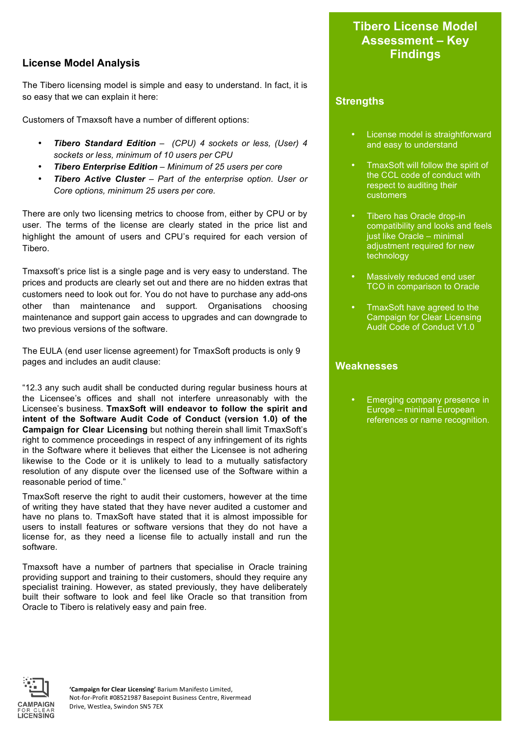## License Model Analysis

The Tibero licensing model is simple and easy to understand. In fact, it is so easy that we can explain it here:

Customers of Tmaxsoft have a number of different options:

- ***Tibero Standard Edition*** *– (CPU) 4 sockets or less, (User) 4 sockets or less, minimum of 10 users per CPU*
- ***Tibero Enterprise Edition*** *– Minimum of 25 users per core*
- ***Tibero Active Cluster*** *– Part of the enterprise option. User or Core options, minimum 25 users per core.*

There are only two licensing metrics to choose from, either by CPU or by user. The terms of the license are clearly stated in the price list and highlight the amount of users and CPU's required for each version of Tibero.

Tmaxsoft's price list is a single page and is very easy to understand. The prices and products are clearly set out and there are no hidden extras that customers need to look out for. You do not have to purchase any add-ons other than maintenance and support. Organisations choosing maintenance and support gain access to upgrades and can downgrade to two previous versions of the software.

The EULA (end user license agreement) for TmaxSoft products is only 9 pages and includes an audit clause:

"12.3 any such audit shall be conducted during regular business hours at the Licensee's offices and shall not interfere unreasonably with the Licensee's business. **TmaxSoft will endeavor to follow the spirit and intent of the Software Audit Code of Conduct (version 1.0) of the Campaign for Clear Licensing** but nothing therein shall limit TmaxSoft's right to commence proceedings in respect of any infringement of its rights in the Software where it believes that either the Licensee is not adhering likewise to the Code or it is unlikely to lead to a mutually satisfactory resolution of any dispute over the licensed use of the Software within a reasonable period of time."

TmaxSoft reserve the right to audit their customers, however at the time of writing they have stated that they have never audited a customer and have no plans to. TmaxSoft have stated that it is almost impossible for users to install features or software versions that they do not have a license for, as they need a license file to actually install and run the software.

Tmaxsoft have a number of partners that specialise in Oracle training providing support and training to their customers, should they require any specialist training. However, as stated previously, they have deliberately built their software to look and feel like Oracle so that transition from Oracle to Tibero is relatively easy and pain free.

## Tibero License Model Assessment – Key Findings

### Strengths

- License model is straightforward and easy to understand
- TmaxSoft will follow the spirit of the CCL code of conduct with respect to auditing their customers
- Tibero has Oracle drop-in compatibility and looks and feels just like Oracle – minimal adjustment required for new technology
- Massively reduced end user TCO in comparison to Oracle
- TmaxSoft have agreed to the Campaign for Clear Licensing Audit Code of Conduct V1.0

### Weaknesses

- Emerging company presence in Europe – minimal European references or name recognition.

**'Campaign for Clear Licensing'** Barium Manifesto Limited, Not-for-Profit #08521987 Basepoint Business Centre, Rivermead Drive, Westlea, Swindon SN5 7EX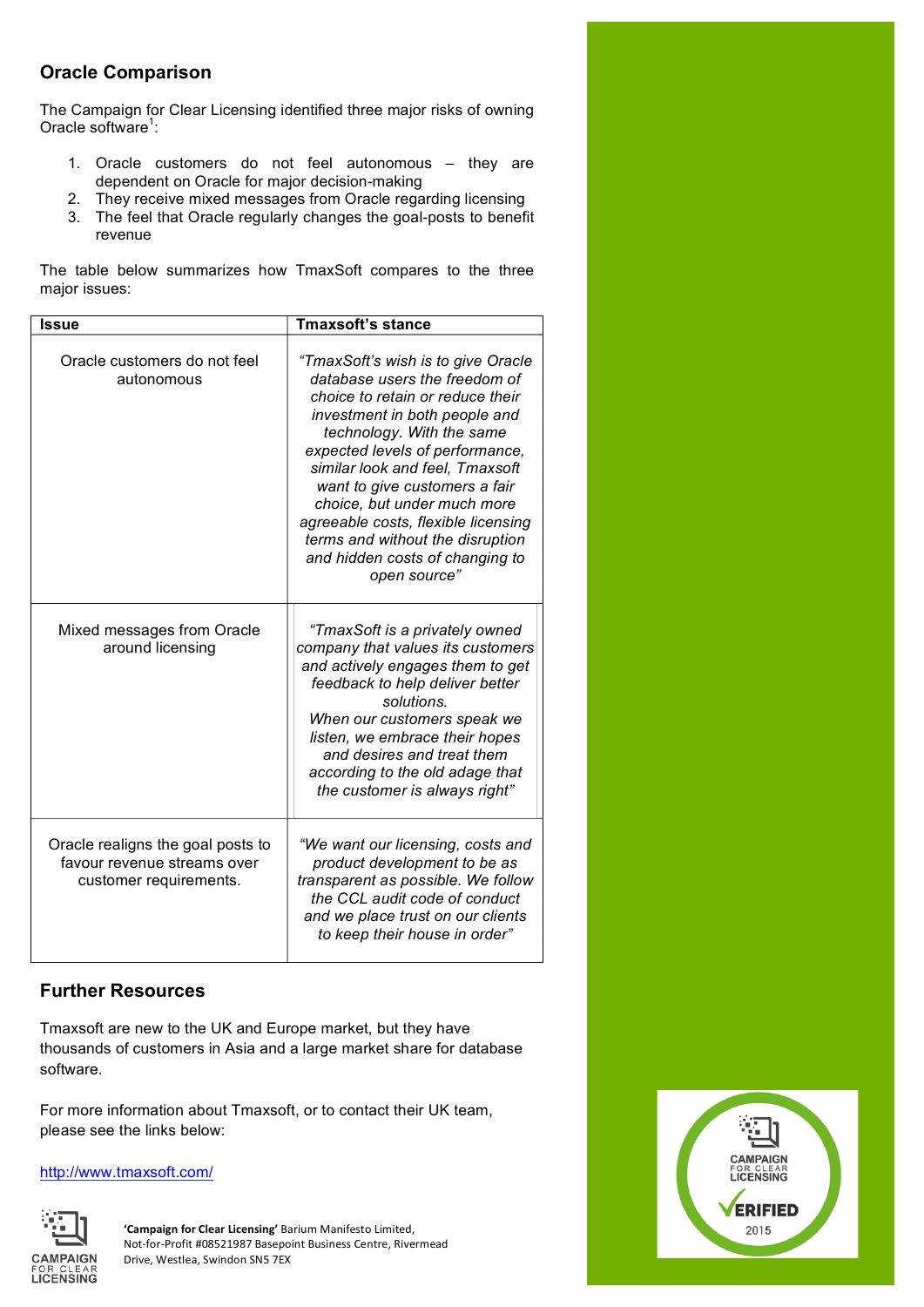## Oracle Comparison

The Campaign for Clear Licensing identified three major risks of owning Oracle software[1]:

1. Oracle customers do not feel autonomous – they are dependent on Oracle for major decision-making
2. They receive mixed messages from Oracle regarding licensing
3. The feel that Oracle regularly changes the goal-posts to benefit revenue

The table below summarizes how TmaxSoft compares to the three major issues:

| Issue | Tmaxsoft's stance |
|---|---|
| Oracle customers do not feel autonomous | *"TmaxSoft's wish is to give Oracle database users the freedom of choice to retain or reduce their investment in both people and technology. With the same expected levels of performance, similar look and feel, Tmaxsoft want to give customers a fair choice, but under much more agreeable costs, flexible licensing terms and without the disruption and hidden costs of changing to open source"* |
| Mixed messages from Oracle around licensing | *"TmaxSoft is a privately owned company that values its customers and actively engages them to get feedback to help deliver better solutions. When our customers speak we listen, we embrace their hopes and desires and treat them according to the old adage that the customer is always right"* |
| Oracle realigns the goal posts to favour revenue streams over customer requirements. | *"We want our licensing, costs and product development to be as transparent as possible. We follow the CCL audit code of conduct and we place trust on our clients to keep their house in order"* |

## Further Resources

Tmaxsoft are new to the UK and Europe market, but they have thousands of customers in Asia and a large market share for database software.

For more information about Tmaxsoft, or to contact their UK team, please see the links below:

http://www.tmaxsoft.com/

**'Campaign for Clear Licensing'** Barium Manifesto Limited, Not-for-Profit #08521987 Basepoint Business Centre, Rivermead Drive, Westlea, Swindon SN5 7EX

CAMPAIGN FOR CLEAR LICENSING VERIFIED 2015